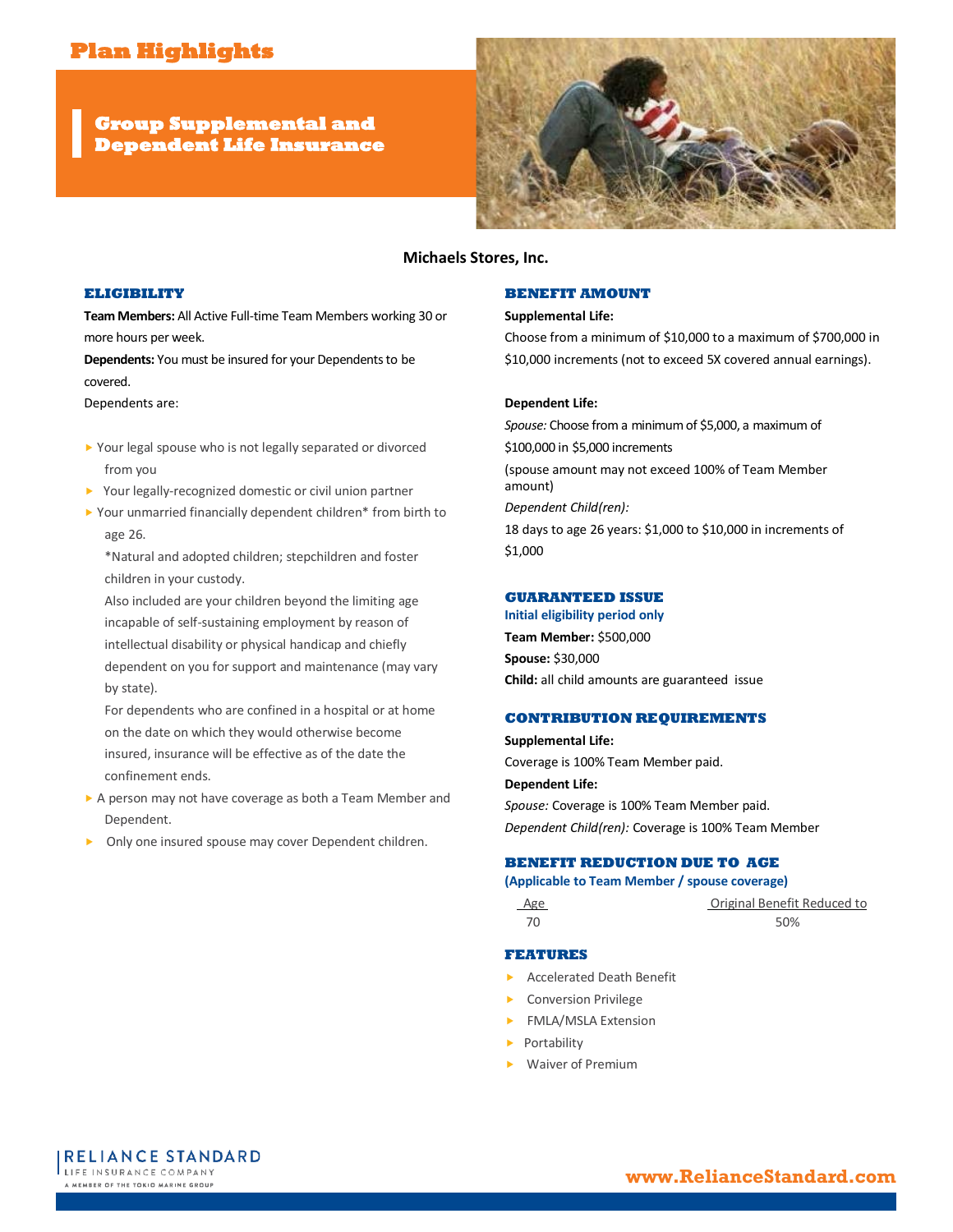# Plan Highlights

## Group Supplemental and Dependent Life Insurance

**Michaels Stores, Inc.**

### ELIGIBILITY

**Team Members:** All Active Full-time Team Members working 30 or more hours per week.

**Dependents:** You must be insured for your Dependents to be covered.

Dependents are:

- Your legal spouse who is not legally separated or divorced from you
- Your legally-recognized domestic or civil union partner
- Your unmarried financially dependent children* from birth to age 26.

  *Natural and adopted children; stepchildren and foster children in your custody.

  Also included are your children beyond the limiting age incapable of self-sustaining employment by reason of intellectual disability or physical handicap and chiefly dependent on you for support and maintenance (may vary by state).

  For dependents who are confined in a hospital or at home on the date on which they would otherwise become insured, insurance will be effective as of the date the confinement ends.
- A person may not have coverage as both a Team Member and Dependent.
- Only one insured spouse may cover Dependent children.

### BENEFIT AMOUNT

**Supplemental Life:**

Choose from a minimum of $10,000 to a maximum of $700,000 in $10,000 increments (not to exceed 5X covered annual earnings).

**Dependent Life:**

*Spouse:* Choose from a minimum of $5,000, a maximum of $100,000 in $5,000 increments

(spouse amount may not exceed 100% of Team Member amount)

*Dependent Child(ren):*

18 days to age 26 years: $1,000 to $10,000 in increments of $1,000

### GUARANTEED ISSUE

**Initial eligibility period only**

**Team Member:** $500,000

**Spouse:** $30,000

**Child:** all child amounts are guaranteed issue

### CONTRIBUTION REQUIREMENTS

**Supplemental Life:**

Coverage is 100% Team Member paid.

**Dependent Life:**

*Spouse:* Coverage is 100% Team Member paid.

*Dependent Child(ren):* Coverage is 100% Team Member

### BENEFIT REDUCTION DUE TO AGE

**(Applicable to Team Member / spouse coverage)**

| Age | Original Benefit Reduced to |
|---|---|
| 70 | 50% |

### FEATURES

- Accelerated Death Benefit
- Conversion Privilege
- FMLA/MSLA Extension
- Portability
- Waiver of Premium

RELIANCE STANDARD LIFE INSURANCE COMPANY
A MEMBER OF THE TOKIO MARINE GROUP

www.RelianceStandard.com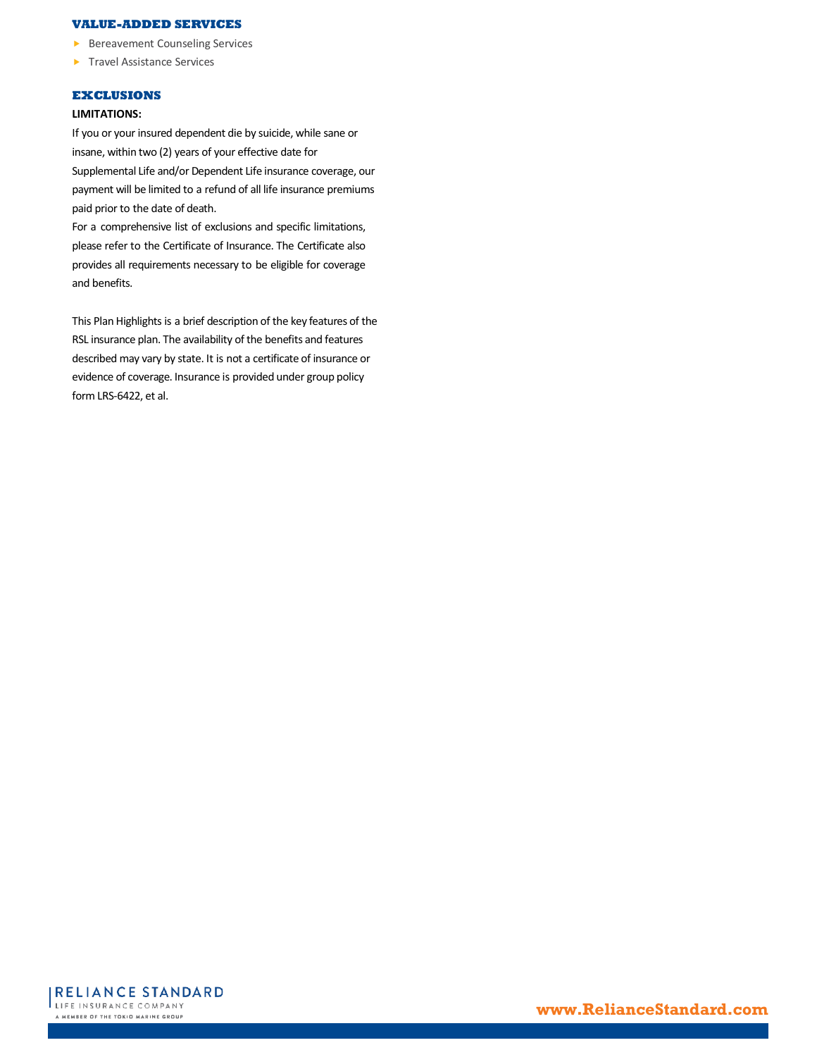## VALUE-ADDED SERVICES

- Bereavement Counseling Services
- Travel Assistance Services

## EXCLUSIONS

**LIMITATIONS:**

If you or your insured dependent die by suicide, while sane or insane, within two (2) years of your effective date for Supplemental Life and/or Dependent Life insurance coverage, our payment will be limited to a refund of all life insurance premiums paid prior to the date of death.

For a comprehensive list of exclusions and specific limitations, please refer to the Certificate of Insurance. The Certificate also provides all requirements necessary to be eligible for coverage and benefits.

This Plan Highlights is a brief description of the key features of the RSL insurance plan. The availability of the benefits and features described may vary by state. It is not a certificate of insurance or evidence of coverage. Insurance is provided under group policy form LRS-6422, et al.

RELIANCE STANDARD
LIFE INSURANCE COMPANY
A MEMBER OF THE TOKIO MARINE GROUP

www.RelianceStandard.com